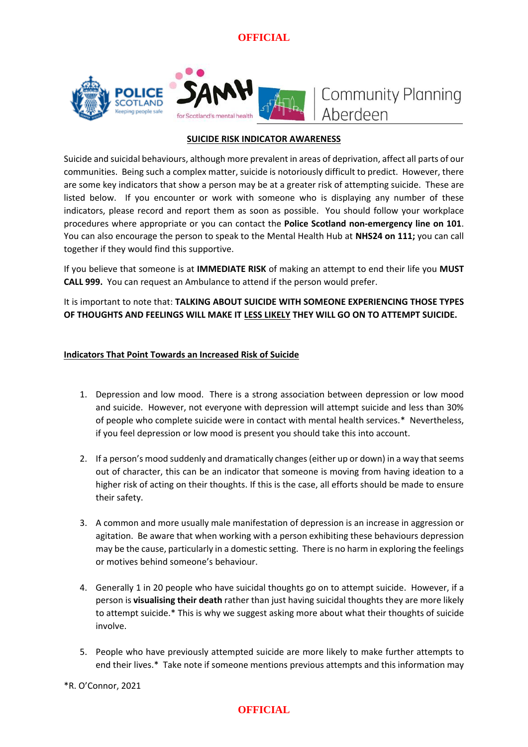## SUICIDE RISK INDICATOR AWARENESS

Suicide and suicidal behaviours, although more prevalent in areas of deprivation, affect all parts of our communities. Being such a complex matter, suicide is notoriously difficult to predict. However, there are some key indicators that show a person may be at a greater risk of attempting suicide. These are listed below. If you encounter or work with someone who is displaying any number of these indicators, please record and report them as soon as possible. You should follow your workplace procedures where appropriate or you can contact the **Police Scotland non-emergency line on 101**. You can also encourage the person to speak to the Mental Health Hub at **NHS24 on 111;** you can call together if they would find this supportive.

If you believe that someone is at **IMMEDIATE RISK** of making an attempt to end their life you **MUST CALL 999.** You can request an Ambulance to attend if the person would prefer.

It is important to note that: **TALKING ABOUT SUICIDE WITH SOMEONE EXPERIENCING THOSE TYPES OF THOUGHTS AND FEELINGS WILL MAKE IT LESS LIKELY THEY WILL GO ON TO ATTEMPT SUICIDE.**

### Indicators That Point Towards an Increased Risk of Suicide

1. Depression and low mood. There is a strong association between depression or low mood and suicide. However, not everyone with depression will attempt suicide and less than 30% of people who complete suicide were in contact with mental health services.* Nevertheless, if you feel depression or low mood is present you should take this into account.

2. If a person's mood suddenly and dramatically changes (either up or down) in a way that seems out of character, this can be an indicator that someone is moving from having ideation to a higher risk of acting on their thoughts. If this is the case, all efforts should be made to ensure their safety.

3. A common and more usually male manifestation of depression is an increase in aggression or agitation. Be aware that when working with a person exhibiting these behaviours depression may be the cause, particularly in a domestic setting. There is no harm in exploring the feelings or motives behind someone's behaviour.

4. Generally 1 in 20 people who have suicidal thoughts go on to attempt suicide. However, if a person is **visualising their death** rather than just having suicidal thoughts they are more likely to attempt suicide.* This is why we suggest asking more about what their thoughts of suicide involve.

5. People who have previously attempted suicide are more likely to make further attempts to end their lives.* Take note if someone mentions previous attempts and this information may

*R. O'Connor, 2021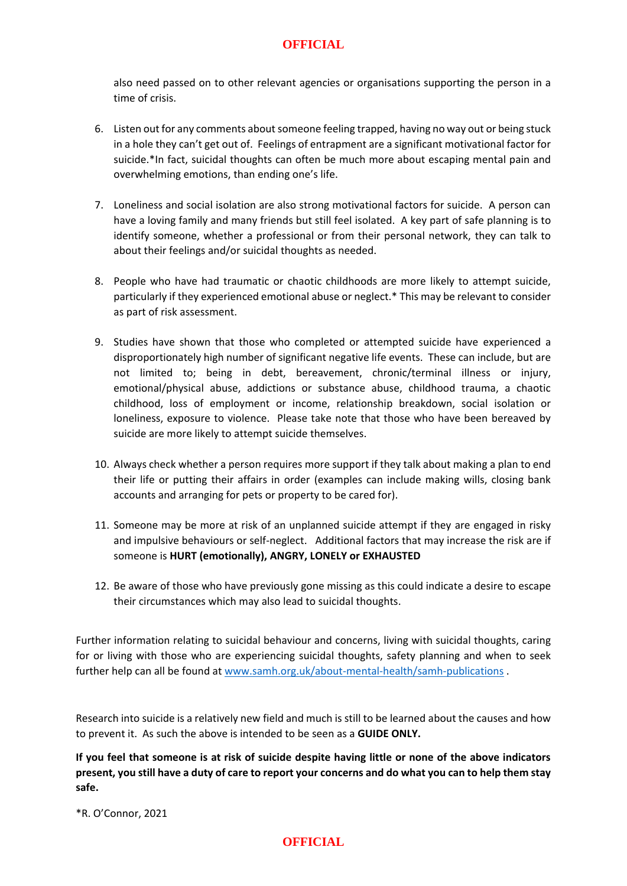also need passed on to other relevant agencies or organisations supporting the person in a time of crisis.

6. Listen out for any comments about someone feeling trapped, having no way out or being stuck in a hole they can't get out of. Feelings of entrapment are a significant motivational factor for suicide.*In fact, suicidal thoughts can often be much more about escaping mental pain and overwhelming emotions, than ending one's life.

7. Loneliness and social isolation are also strong motivational factors for suicide. A person can have a loving family and many friends but still feel isolated. A key part of safe planning is to identify someone, whether a professional or from their personal network, they can talk to about their feelings and/or suicidal thoughts as needed.

8. People who have had traumatic or chaotic childhoods are more likely to attempt suicide, particularly if they experienced emotional abuse or neglect.* This may be relevant to consider as part of risk assessment.

9. Studies have shown that those who completed or attempted suicide have experienced a disproportionately high number of significant negative life events. These can include, but are not limited to; being in debt, bereavement, chronic/terminal illness or injury, emotional/physical abuse, addictions or substance abuse, childhood trauma, a chaotic childhood, loss of employment or income, relationship breakdown, social isolation or loneliness, exposure to violence. Please take note that those who have been bereaved by suicide are more likely to attempt suicide themselves.

10. Always check whether a person requires more support if they talk about making a plan to end their life or putting their affairs in order (examples can include making wills, closing bank accounts and arranging for pets or property to be cared for).

11. Someone may be more at risk of an unplanned suicide attempt if they are engaged in risky and impulsive behaviours or self-neglect. Additional factors that may increase the risk are if someone is **HURT (emotionally), ANGRY, LONELY or EXHAUSTED**

12. Be aware of those who have previously gone missing as this could indicate a desire to escape their circumstances which may also lead to suicidal thoughts.

Further information relating to suicidal behaviour and concerns, living with suicidal thoughts, caring for or living with those who are experiencing suicidal thoughts, safety planning and when to seek further help can all be found at [www.samh.org.uk/about-mental-health/samh-publications](www.samh.org.uk/about-mental-health/samh-publications) .

Research into suicide is a relatively new field and much is still to be learned about the causes and how to prevent it. As such the above is intended to be seen as a **GUIDE ONLY.**

**If you feel that someone is at risk of suicide despite having little or none of the above indicators present, you still have a duty of care to report your concerns and do what you can to help them stay safe.**

*R. O'Connor, 2021